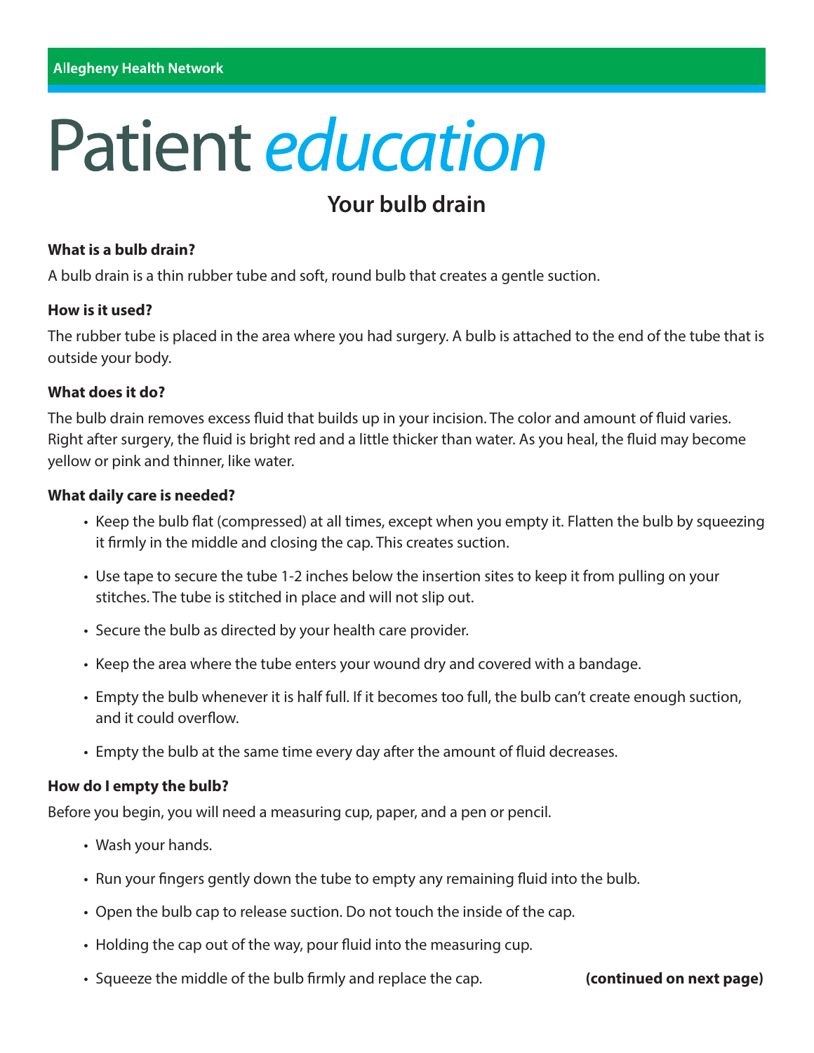Allegheny Health Network

# Patient *education*

## Your bulb drain

**What is a bulb drain?**

A bulb drain is a thin rubber tube and soft, round bulb that creates a gentle suction.

**How is it used?**

The rubber tube is placed in the area where you had surgery. A bulb is attached to the end of the tube that is outside your body.

**What does it do?**

The bulb drain removes excess fluid that builds up in your incision. The color and amount of fluid varies. Right after surgery, the fluid is bright red and a little thicker than water. As you heal, the fluid may become yellow or pink and thinner, like water.

**What daily care is needed?**

- Keep the bulb flat (compressed) at all times, except when you empty it. Flatten the bulb by squeezing it firmly in the middle and closing the cap. This creates suction.
- Use tape to secure the tube 1-2 inches below the insertion sites to keep it from pulling on your stitches. The tube is stitched in place and will not slip out.
- Secure the bulb as directed by your health care provider.
- Keep the area where the tube enters your wound dry and covered with a bandage.
- Empty the bulb whenever it is half full. If it becomes too full, the bulb can't create enough suction, and it could overflow.
- Empty the bulb at the same time every day after the amount of fluid decreases.

**How do I empty the bulb?**

Before you begin, you will need a measuring cup, paper, and a pen or pencil.

- Wash your hands.
- Run your fingers gently down the tube to empty any remaining fluid into the bulb.
- Open the bulb cap to release suction. Do not touch the inside of the cap.
- Holding the cap out of the way, pour fluid into the measuring cup.
- Squeeze the middle of the bulb firmly and replace the cap.

**(continued on next page)**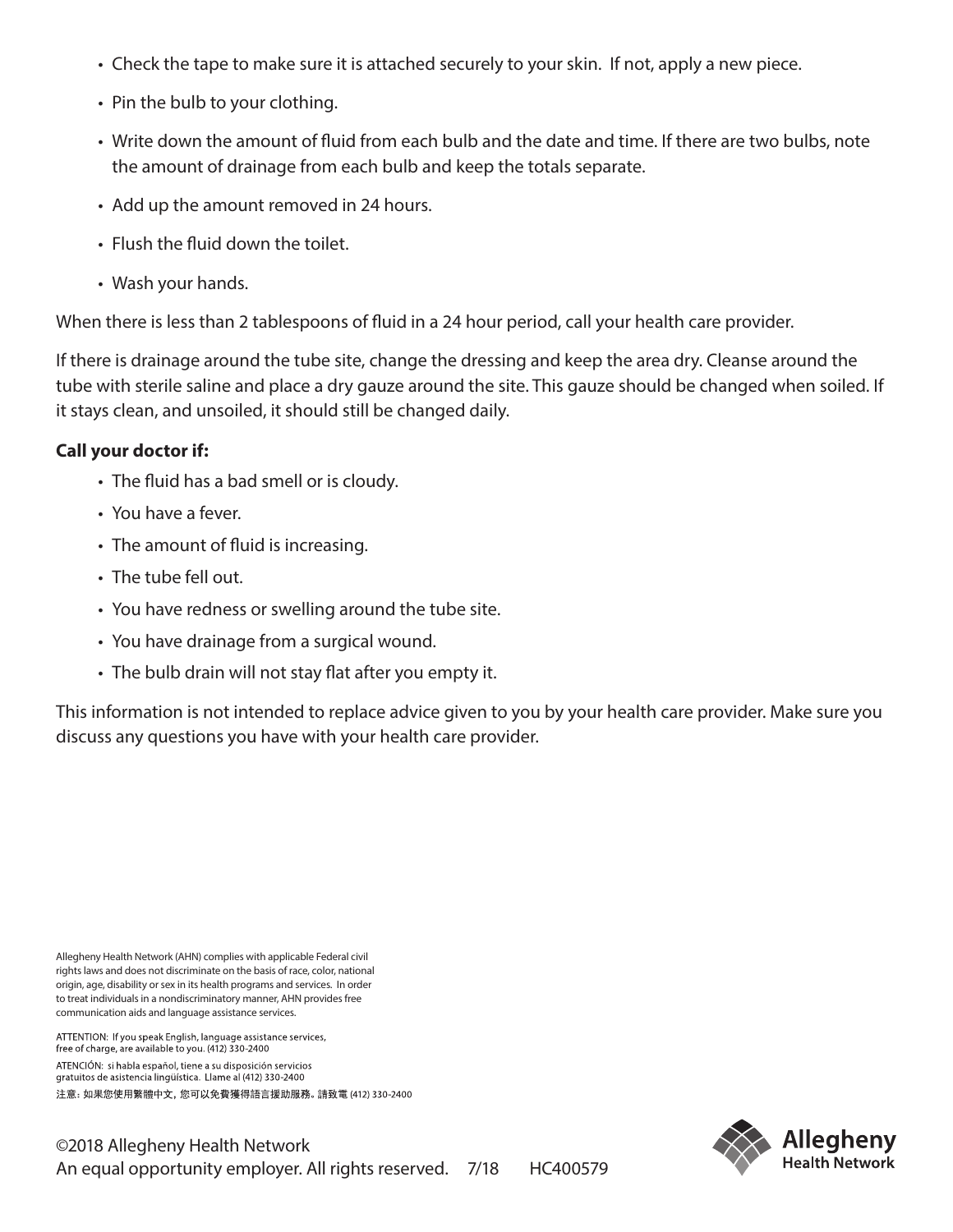- Check the tape to make sure it is attached securely to your skin.  If not, apply a new piece.
- Pin the bulb to your clothing.
- Write down the amount of fluid from each bulb and the date and time. If there are two bulbs, note the amount of drainage from each bulb and keep the totals separate.
- Add up the amount removed in 24 hours.
- Flush the fluid down the toilet.
- Wash your hands.

When there is less than 2 tablespoons of fluid in a 24 hour period, call your health care provider.

If there is drainage around the tube site, change the dressing and keep the area dry. Cleanse around the tube with sterile saline and place a dry gauze around the site. This gauze should be changed when soiled. If it stays clean, and unsoiled, it should still be changed daily.

**Call your doctor if:**

- The fluid has a bad smell or is cloudy.
- You have a fever.
- The amount of fluid is increasing.
- The tube fell out.
- You have redness or swelling around the tube site.
- You have drainage from a surgical wound.
- The bulb drain will not stay flat after you empty it.

This information is not intended to replace advice given to you by your health care provider. Make sure you discuss any questions you have with your health care provider.

Allegheny Health Network (AHN) complies with applicable Federal civil rights laws and does not discriminate on the basis of race, color, national origin, age, disability or sex in its health programs and services.  In order to treat individuals in a nondiscriminatory manner, AHN provides free communication aids and language assistance services.

ATTENTION:  If you speak English, language assistance services, free of charge, are available to you. (412) 330-2400

ATENCIÓN:  si habla español, tiene a su disposición servicios gratuitos de asistencia lingüística.  Llame al (412) 330-2400

注意：如果您使用繁體中文，您可以免費獲得語言援助服務。請致電 (412) 330-2400

©2018 Allegheny Health Network
An equal opportunity employer. All rights reserved.    7/18    HC400579

Allegheny Health Network